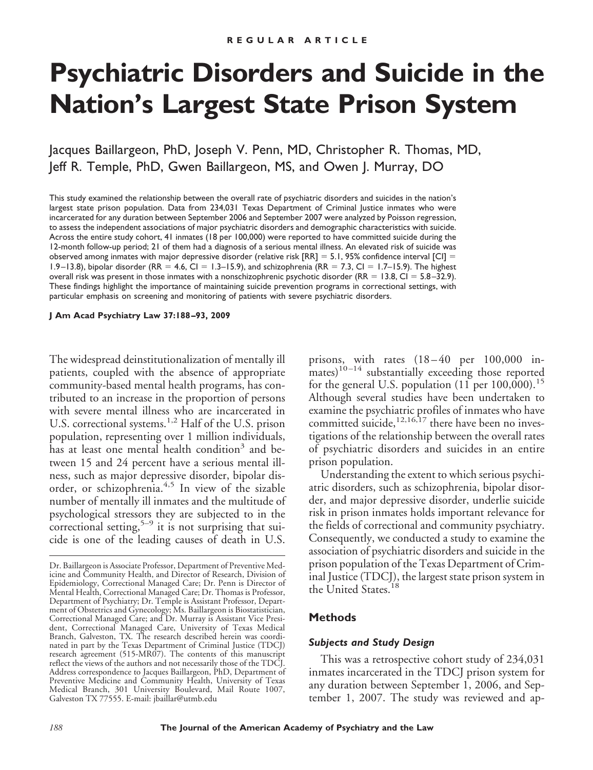REGULAR ARTICLE

# Psychiatric Disorders and Suicide in the Nation's Largest State Prison System

Jacques Baillargeon, PhD, Joseph V. Penn, MD, Christopher R. Thomas, MD, Jeff R. Temple, PhD, Gwen Baillargeon, MS, and Owen J. Murray, DO

This study examined the relationship between the overall rate of psychiatric disorders and suicides in the nation's largest state prison population. Data from 234,031 Texas Department of Criminal Justice inmates who were incarcerated for any duration between September 2006 and September 2007 were analyzed by Poisson regression, to assess the independent associations of major psychiatric disorders and demographic characteristics with suicide. Across the entire study cohort, 41 inmates (18 per 100,000) were reported to have committed suicide during the 12-month follow-up period; 21 of them had a diagnosis of a serious mental illness. An elevated risk of suicide was observed among inmates with major depressive disorder (relative risk [RR] = 5.1, 95% confidence interval [CI] = 1.9–13.8), bipolar disorder (RR = 4.6, CI = 1.3–15.9), and schizophrenia (RR = 7.3, CI = 1.7–15.9). The highest overall risk was present in those inmates with a nonschizophrenic psychotic disorder (RR = 13.8, CI = 5.8–32.9). These findings highlight the importance of maintaining suicide prevention programs in correctional settings, with particular emphasis on screening and monitoring of patients with severe psychiatric disorders.

**J Am Acad Psychiatry Law 37:188–93, 2009**

The widespread deinstitutionalization of mentally ill patients, coupled with the absence of appropriate community-based mental health programs, has contributed to an increase in the proportion of persons with severe mental illness who are incarcerated in U.S. correctional systems.[1,2] Half of the U.S. prison population, representing over 1 million individuals, has at least one mental health condition[3] and between 15 and 24 percent have a serious mental illness, such as major depressive disorder, bipolar disorder, or schizophrenia.[4,5] In view of the sizable number of mentally ill inmates and the multitude of psychological stressors they are subjected to in the correctional setting,[5–9] it is not surprising that suicide is one of the leading causes of death in U.S. prisons, with rates (18–40 per 100,000 inmates)[10–14] substantially exceeding those reported for the general U.S. population (11 per 100,000).[15] Although several studies have been undertaken to examine the psychiatric profiles of inmates who have committed suicide,[12,16,17] there have been no investigations of the relationship between the overall rates of psychiatric disorders and suicides in an entire prison population.

Understanding the extent to which serious psychiatric disorders, such as schizophrenia, bipolar disorder, and major depressive disorder, underlie suicide risk in prison inmates holds important relevance for the fields of correctional and community psychiatry. Consequently, we conducted a study to examine the association of psychiatric disorders and suicide in the prison population of the Texas Department of Criminal Justice (TDCJ), the largest state prison system in the United States.[18]

## Methods

### *Subjects and Study Design*

This was a retrospective cohort study of 234,031 inmates incarcerated in the TDCJ prison system for any duration between September 1, 2006, and September 1, 2007. The study was reviewed and ap-

Dr. Baillargeon is Associate Professor, Department of Preventive Medicine and Community Health, and Director of Research, Division of Epidemiology, Correctional Managed Care; Dr. Penn is Director of Mental Health, Correctional Managed Care; Dr. Thomas is Professor, Department of Psychiatry; Dr. Temple is Assistant Professor, Department of Obstetrics and Gynecology; Ms. Baillargeon is Biostatistician, Correctional Managed Care; and Dr. Murray is Assistant Vice President, Correctional Managed Care, University of Texas Medical Branch, Galveston, TX. The research described herein was coordinated in part by the Texas Department of Criminal Justice (TDCJ) research agreement (515-MR07). The contents of this manuscript reflect the views of the authors and not necessarily those of the TDCJ. Address correspondence to Jacques Baillargeon, PhD, Department of Preventive Medicine and Community Health, University of Texas Medical Branch, 301 University Boulevard, Mail Route 1007, Galveston TX 77555. E-mail: jbaillar@utmb.edu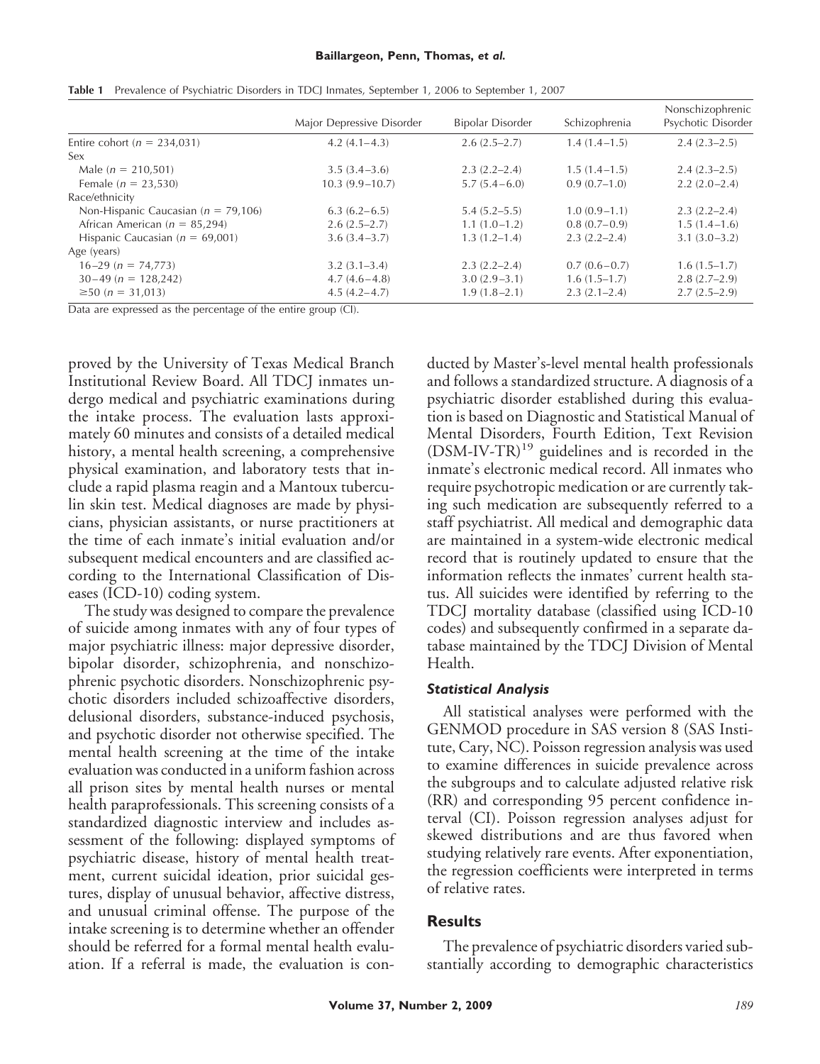**Table 1** Prevalence of Psychiatric Disorders in TDCJ Inmates, September 1, 2006 to September 1, 2007

| | Major Depressive Disorder | Bipolar Disorder | Schizophrenia | Nonschizophrenic Psychotic Disorder |
|---|---|---|---|---|
| Entire cohort ($n$ = 234,031) | 4.2 (4.1–4.3) | 2.6 (2.5–2.7) | 1.4 (1.4–1.5) | 2.4 (2.3–2.5) |
| Sex | | | | |
| Male ($n$ = 210,501) | 3.5 (3.4–3.6) | 2.3 (2.2–2.4) | 1.5 (1.4–1.5) | 2.4 (2.3–2.5) |
| Female ($n$ = 23,530) | 10.3 (9.9–10.7) | 5.7 (5.4–6.0) | 0.9 (0.7–1.0) | 2.2 (2.0–2.4) |
| Race/ethnicity | | | | |
| Non-Hispanic Caucasian ($n$ = 79,106) | 6.3 (6.2–6.5) | 5.4 (5.2–5.5) | 1.0 (0.9–1.1) | 2.3 (2.2–2.4) |
| African American ($n$ = 85,294) | 2.6 (2.5–2.7) | 1.1 (1.0–1.2) | 0.8 (0.7–0.9) | 1.5 (1.4–1.6) |
| Hispanic Caucasian ($n$ = 69,001) | 3.6 (3.4–3.7) | 1.3 (1.2–1.4) | 2.3 (2.2–2.4) | 3.1 (3.0–3.2) |
| Age (years) | | | | |
| 16–29 ($n$ = 74,773) | 3.2 (3.1–3.4) | 2.3 (2.2–2.4) | 0.7 (0.6–0.7) | 1.6 (1.5–1.7) |
| 30–49 ($n$ = 128,242) | 4.7 (4.6–4.8) | 3.0 (2.9–3.1) | 1.6 (1.5–1.7) | 2.8 (2.7–2.9) |
| ≥50 ($n$ = 31,013) | 4.5 (4.2–4.7) | 1.9 (1.8–2.1) | 2.3 (2.1–2.4) | 2.7 (2.5–2.9) |

Data are expressed as the percentage of the entire group (CI).

proved by the University of Texas Medical Branch Institutional Review Board. All TDCJ inmates undergo medical and psychiatric examinations during the intake process. The evaluation lasts approximately 60 minutes and consists of a detailed medical history, a mental health screening, a comprehensive physical examination, and laboratory tests that include a rapid plasma reagin and a Mantoux tuberculin skin test. Medical diagnoses are made by physicians, physician assistants, or nurse practitioners at the time of each inmate's initial evaluation and/or subsequent medical encounters and are classified according to the International Classification of Diseases (ICD-10) coding system.

The study was designed to compare the prevalence of suicide among inmates with any of four types of major psychiatric illness: major depressive disorder, bipolar disorder, schizophrenia, and nonschizophrenic psychotic disorders. Nonschizophrenic psychotic disorders included schizoaffective disorders, delusional disorders, substance-induced psychosis, and psychotic disorder not otherwise specified. The mental health screening at the time of the intake evaluation was conducted in a uniform fashion across all prison sites by mental health nurses or mental health paraprofessionals. This screening consists of a standardized diagnostic interview and includes assessment of the following: displayed symptoms of psychiatric disease, history of mental health treatment, current suicidal ideation, prior suicidal gestures, display of unusual behavior, affective distress, and unusual criminal offense. The purpose of the intake screening is to determine whether an offender should be referred for a formal mental health evaluation. If a referral is made, the evaluation is conducted by Master's-level mental health professionals and follows a standardized structure. A diagnosis of a psychiatric disorder established during this evaluation is based on Diagnostic and Statistical Manual of Mental Disorders, Fourth Edition, Text Revision (DSM-IV-TR)[19] guidelines and is recorded in the inmate's electronic medical record. All inmates who require psychotropic medication or are currently taking such medication are subsequently referred to a staff psychiatrist. All medical and demographic data are maintained in a system-wide electronic medical record that is routinely updated to ensure that the information reflects the inmates' current health status. All suicides were identified by referring to the TDCJ mortality database (classified using ICD-10 codes) and subsequently confirmed in a separate database maintained by the TDCJ Division of Mental Health.

### *Statistical Analysis*

All statistical analyses were performed with the GENMOD procedure in SAS version 8 (SAS Institute, Cary, NC). Poisson regression analysis was used to examine differences in suicide prevalence across the subgroups and to calculate adjusted relative risk (RR) and corresponding 95 percent confidence interval (CI). Poisson regression analyses adjust for skewed distributions and are thus favored when studying relatively rare events. After exponentiation, the regression coefficients were interpreted in terms of relative rates.

## Results

The prevalence of psychiatric disorders varied substantially according to demographic characteristics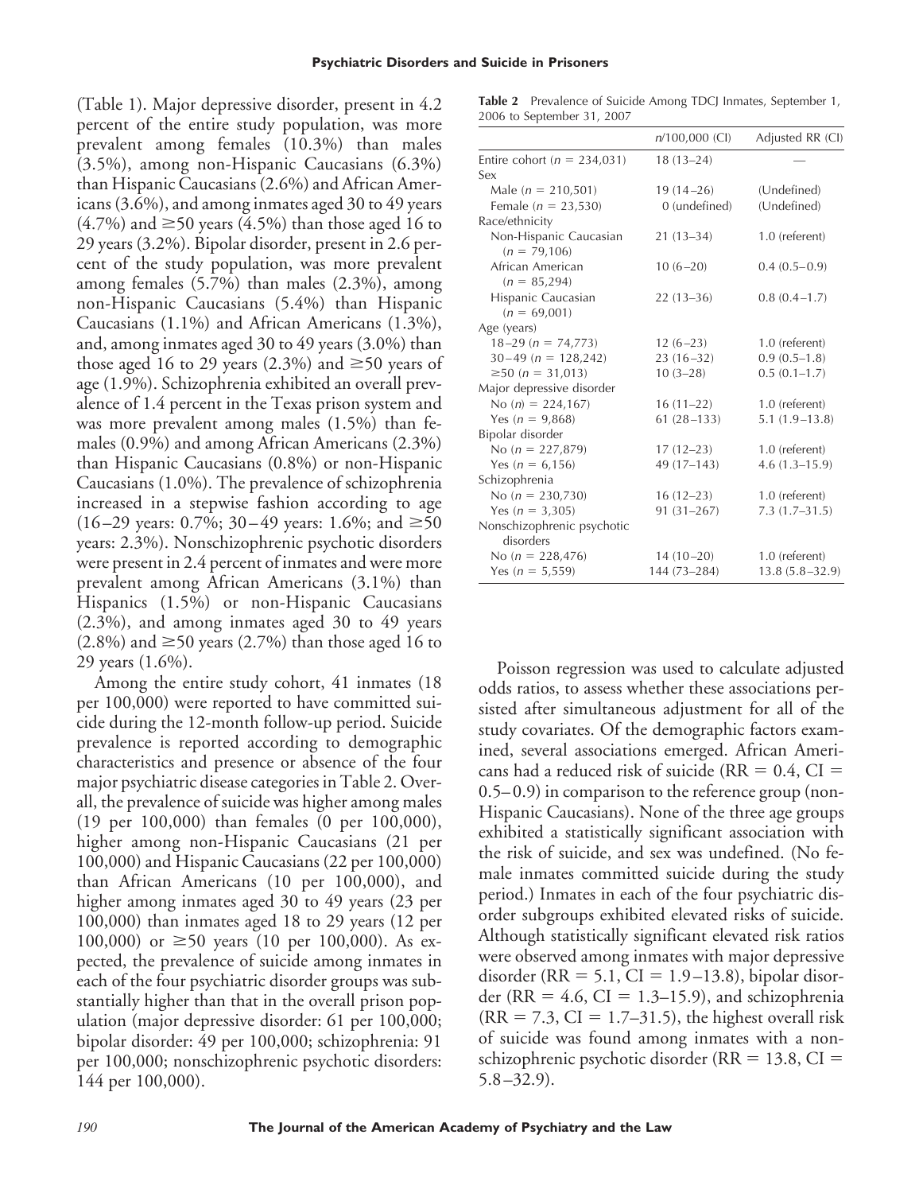(Table 1). Major depressive disorder, present in 4.2 percent of the entire study population, was more prevalent among females (10.3%) than males (3.5%), among non-Hispanic Caucasians (6.3%) than Hispanic Caucasians (2.6%) and African Americans (3.6%), and among inmates aged 30 to 49 years (4.7%) and ≥50 years (4.5%) than those aged 16 to 29 years (3.2%). Bipolar disorder, present in 2.6 percent of the study population, was more prevalent among females (5.7%) than males (2.3%), among non-Hispanic Caucasians (5.4%) than Hispanic Caucasians (1.1%) and African Americans (1.3%), and, among inmates aged 30 to 49 years (3.0%) than those aged 16 to 29 years (2.3%) and ≥50 years of age (1.9%). Schizophrenia exhibited an overall prevalence of 1.4 percent in the Texas prison system and was more prevalent among males (1.5%) than females (0.9%) and among African Americans (2.3%) than Hispanic Caucasians (0.8%) or non-Hispanic Caucasians (1.0%). The prevalence of schizophrenia increased in a stepwise fashion according to age (16–29 years: 0.7%; 30–49 years: 1.6%; and ≥50 years: 2.3%). Nonschizophrenic psychotic disorders were present in 2.4 percent of inmates and were more prevalent among African Americans (3.1%) than Hispanics (1.5%) or non-Hispanic Caucasians (2.3%), and among inmates aged 30 to 49 years (2.8%) and ≥50 years (2.7%) than those aged 16 to 29 years (1.6%).

Among the entire study cohort, 41 inmates (18 per 100,000) were reported to have committed suicide during the 12-month follow-up period. Suicide prevalence is reported according to demographic characteristics and presence or absence of the four major psychiatric disease categories in Table 2. Overall, the prevalence of suicide was higher among males (19 per 100,000) than females (0 per 100,000), higher among non-Hispanic Caucasians (21 per 100,000) and Hispanic Caucasians (22 per 100,000) than African Americans (10 per 100,000), and higher among inmates aged 30 to 49 years (23 per 100,000) than inmates aged 18 to 29 years (12 per 100,000) or ≥50 years (10 per 100,000). As expected, the prevalence of suicide among inmates in each of the four psychiatric disorder groups was substantially higher than that in the overall prison population (major depressive disorder: 61 per 100,000; bipolar disorder: 49 per 100,000; schizophrenia: 91 per 100,000; nonschizophrenic psychotic disorders: 144 per 100,000).

**Table 2** Prevalence of Suicide Among TDCJ Inmates, September 1, 2006 to September 31, 2007

| | *n*/100,000 (CI) | Adjusted RR (CI) |
|---|---|---|
| Entire cohort (*n* = 234,031) | 18 (13–24) | — |
| Sex | | |
| Male (*n* = 210,501) | 19 (14–26) | (Undefined) |
| Female (*n* = 23,530) | 0 (undefined) | (Undefined) |
| Race/ethnicity | | |
| Non-Hispanic Caucasian (*n* = 79,106) | 21 (13–34) | 1.0 (referent) |
| African American (*n* = 85,294) | 10 (6–20) | 0.4 (0.5–0.9) |
| Hispanic Caucasian (*n* = 69,001) | 22 (13–36) | 0.8 (0.4–1.7) |
| Age (years) | | |
| 18–29 (*n* = 74,773) | 12 (6–23) | 1.0 (referent) |
| 30–49 (*n* = 128,242) | 23 (16–32) | 0.9 (0.5–1.8) |
| ≥50 (*n* = 31,013) | 10 (3–28) | 0.5 (0.1–1.7) |
| Major depressive disorder | | |
| No (*n*) = 224,167) | 16 (11–22) | 1.0 (referent) |
| Yes (*n* = 9,868) | 61 (28–133) | 5.1 (1.9–13.8) |
| Bipolar disorder | | |
| No (*n* = 227,879) | 17 (12–23) | 1.0 (referent) |
| Yes (*n* = 6,156) | 49 (17–143) | 4.6 (1.3–15.9) |
| Schizophrenia | | |
| No (*n* = 230,730) | 16 (12–23) | 1.0 (referent) |
| Yes (*n* = 3,305) | 91 (31–267) | 7.3 (1.7–31.5) |
| Nonschizophrenic psychotic disorders | | |
| No (*n* = 228,476) | 14 (10–20) | 1.0 (referent) |
| Yes (*n* = 5,559) | 144 (73–284) | 13.8 (5.8–32.9) |

Poisson regression was used to calculate adjusted odds ratios, to assess whether these associations persisted after simultaneous adjustment for all of the study covariates. Of the demographic factors examined, several associations emerged. African Americans had a reduced risk of suicide (RR = 0.4, CI = 0.5–0.9) in comparison to the reference group (non-Hispanic Caucasians). None of the three age groups exhibited a statistically significant association with the risk of suicide, and sex was undefined. (No female inmates committed suicide during the study period.) Inmates in each of the four psychiatric disorder subgroups exhibited elevated risks of suicide. Although statistically significant elevated risk ratios were observed among inmates with major depressive disorder (RR = 5.1, CI = 1.9–13.8), bipolar disorder (RR = 4.6, CI = 1.3–15.9), and schizophrenia (RR = 7.3, CI = 1.7–31.5), the highest overall risk of suicide was found among inmates with a nonschizophrenic psychotic disorder (RR = 13.8, CI = 5.8–32.9).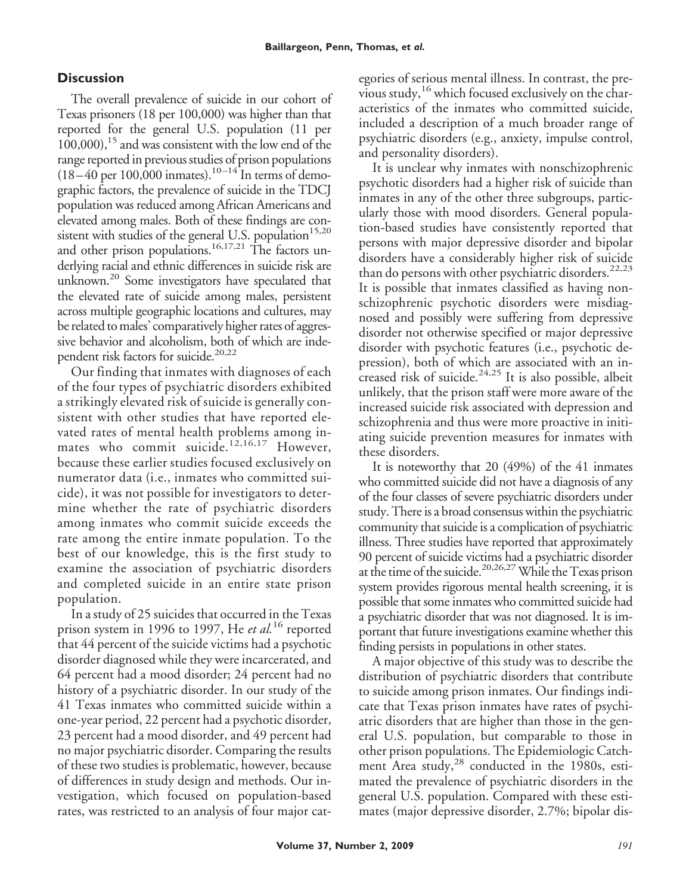## Discussion

The overall prevalence of suicide in our cohort of Texas prisoners (18 per 100,000) was higher than that reported for the general U.S. population (11 per 100,000),[15] and was consistent with the low end of the range reported in previous studies of prison populations (18–40 per 100,000 inmates).[10–14] In terms of demographic factors, the prevalence of suicide in the TDCJ population was reduced among African Americans and elevated among males. Both of these findings are consistent with studies of the general U.S. population[15,20] and other prison populations.[16,17,21] The factors underlying racial and ethnic differences in suicide risk are unknown.[20] Some investigators have speculated that the elevated rate of suicide among males, persistent across multiple geographic locations and cultures, may be related to males' comparatively higher rates of aggressive behavior and alcoholism, both of which are independent risk factors for suicide.[20,22]

Our finding that inmates with diagnoses of each of the four types of psychiatric disorders exhibited a strikingly elevated risk of suicide is generally consistent with other studies that have reported elevated rates of mental health problems among inmates who commit suicide.[12,16,17] However, because these earlier studies focused exclusively on numerator data (i.e., inmates who committed suicide), it was not possible for investigators to determine whether the rate of psychiatric disorders among inmates who commit suicide exceeds the rate among the entire inmate population. To the best of our knowledge, this is the first study to examine the association of psychiatric disorders and completed suicide in an entire state prison population.

In a study of 25 suicides that occurred in the Texas prison system in 1996 to 1997, He *et al.*[16] reported that 44 percent of the suicide victims had a psychotic disorder diagnosed while they were incarcerated, and 64 percent had a mood disorder; 24 percent had no history of a psychiatric disorder. In our study of the 41 Texas inmates who committed suicide within a one-year period, 22 percent had a psychotic disorder, 23 percent had a mood disorder, and 49 percent had no major psychiatric disorder. Comparing the results of these two studies is problematic, however, because of differences in study design and methods. Our investigation, which focused on population-based rates, was restricted to an analysis of four major categories of serious mental illness. In contrast, the previous study,[16] which focused exclusively on the characteristics of the inmates who committed suicide, included a description of a much broader range of psychiatric disorders (e.g., anxiety, impulse control, and personality disorders).

It is unclear why inmates with nonschizophrenic psychotic disorders had a higher risk of suicide than inmates in any of the other three subgroups, particularly those with mood disorders. General population-based studies have consistently reported that persons with major depressive disorder and bipolar disorders have a considerably higher risk of suicide than do persons with other psychiatric disorders.[22,23] It is possible that inmates classified as having nonschizophrenic psychotic disorders were misdiagnosed and possibly were suffering from depressive disorder not otherwise specified or major depressive disorder with psychotic features (i.e., psychotic depression), both of which are associated with an increased risk of suicide.[24,25] It is also possible, albeit unlikely, that the prison staff were more aware of the increased suicide risk associated with depression and schizophrenia and thus were more proactive in initiating suicide prevention measures for inmates with these disorders.

It is noteworthy that 20 (49%) of the 41 inmates who committed suicide did not have a diagnosis of any of the four classes of severe psychiatric disorders under study. There is a broad consensus within the psychiatric community that suicide is a complication of psychiatric illness. Three studies have reported that approximately 90 percent of suicide victims had a psychiatric disorder at the time of the suicide.[20,26,27] While the Texas prison system provides rigorous mental health screening, it is possible that some inmates who committed suicide had a psychiatric disorder that was not diagnosed. It is important that future investigations examine whether this finding persists in populations in other states.

A major objective of this study was to describe the distribution of psychiatric disorders that contribute to suicide among prison inmates. Our findings indicate that Texas prison inmates have rates of psychiatric disorders that are higher than those in the general U.S. population, but comparable to those in other prison populations. The Epidemiologic Catchment Area study,[28] conducted in the 1980s, estimated the prevalence of psychiatric disorders in the general U.S. population. Compared with these estimates (major depressive disorder, 2.7%; bipolar dis-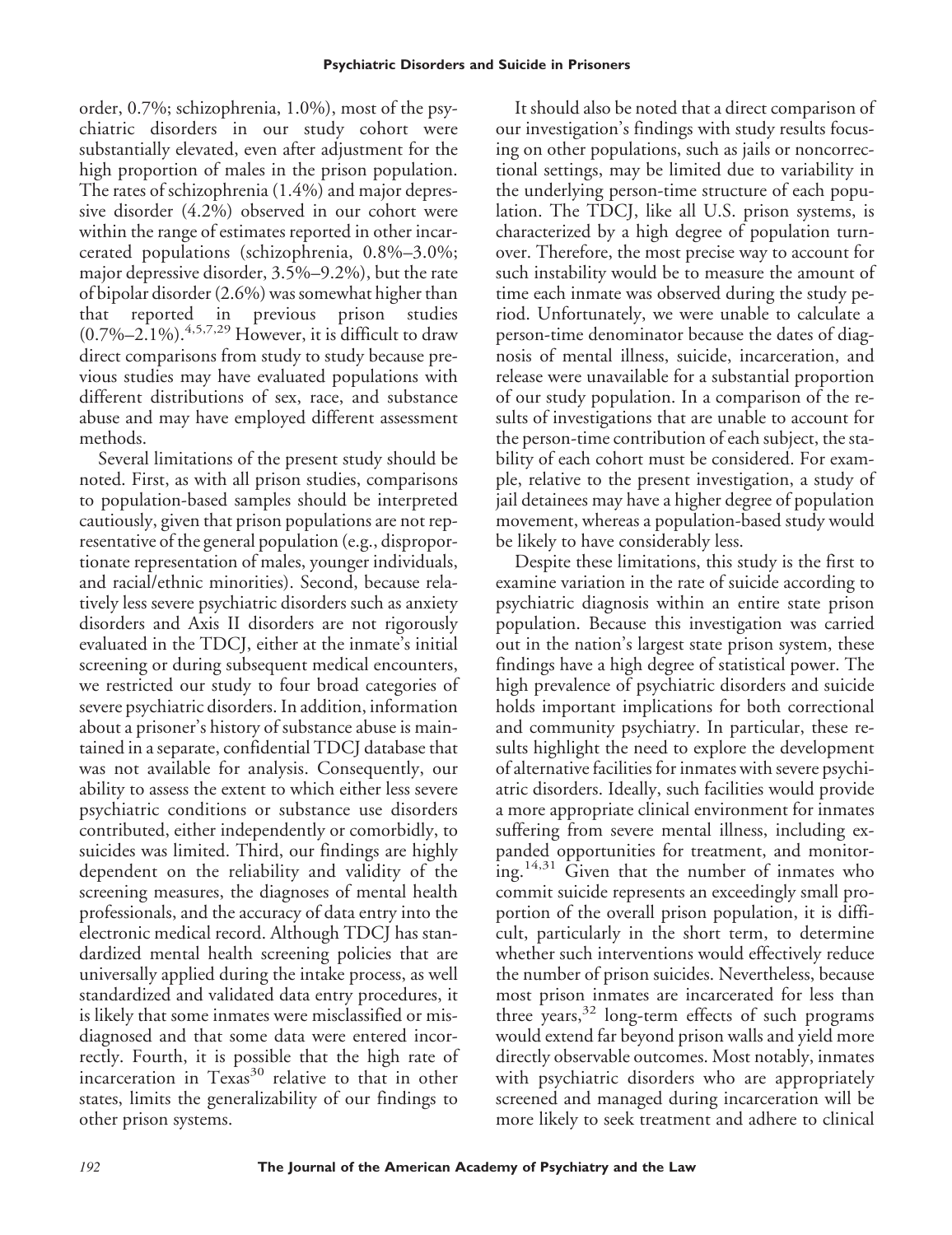order, 0.7%; schizophrenia, 1.0%), most of the psychiatric disorders in our study cohort were substantially elevated, even after adjustment for the high proportion of males in the prison population. The rates of schizophrenia (1.4%) and major depressive disorder (4.2%) observed in our cohort were within the range of estimates reported in other incarcerated populations (schizophrenia, 0.8%–3.0%; major depressive disorder, 3.5%–9.2%), but the rate of bipolar disorder (2.6%) was somewhat higher than that reported in previous prison studies (0.7%–2.1%).[4,5,7,29] However, it is difficult to draw direct comparisons from study to study because previous studies may have evaluated populations with different distributions of sex, race, and substance abuse and may have employed different assessment methods.

Several limitations of the present study should be noted. First, as with all prison studies, comparisons to population-based samples should be interpreted cautiously, given that prison populations are not representative of the general population (e.g., disproportionate representation of males, younger individuals, and racial/ethnic minorities). Second, because relatively less severe psychiatric disorders such as anxiety disorders and Axis II disorders are not rigorously evaluated in the TDCJ, either at the inmate's initial screening or during subsequent medical encounters, we restricted our study to four broad categories of severe psychiatric disorders. In addition, information about a prisoner's history of substance abuse is maintained in a separate, confidential TDCJ database that was not available for analysis. Consequently, our ability to assess the extent to which either less severe psychiatric conditions or substance use disorders contributed, either independently or comorbidly, to suicides was limited. Third, our findings are highly dependent on the reliability and validity of the screening measures, the diagnoses of mental health professionals, and the accuracy of data entry into the electronic medical record. Although TDCJ has standardized mental health screening policies that are universally applied during the intake process, as well standardized and validated data entry procedures, it is likely that some inmates were misclassified or misdiagnosed and that some data were entered incorrectly. Fourth, it is possible that the high rate of incarceration in Texas[30] relative to that in other states, limits the generalizability of our findings to other prison systems.

It should also be noted that a direct comparison of our investigation's findings with study results focusing on other populations, such as jails or noncorrectional settings, may be limited due to variability in the underlying person-time structure of each population. The TDCJ, like all U.S. prison systems, is characterized by a high degree of population turnover. Therefore, the most precise way to account for such instability would be to measure the amount of time each inmate was observed during the study period. Unfortunately, we were unable to calculate a person-time denominator because the dates of diagnosis of mental illness, suicide, incarceration, and release were unavailable for a substantial proportion of our study population. In a comparison of the results of investigations that are unable to account for the person-time contribution of each subject, the stability of each cohort must be considered. For example, relative to the present investigation, a study of jail detainees may have a higher degree of population movement, whereas a population-based study would be likely to have considerably less.

Despite these limitations, this study is the first to examine variation in the rate of suicide according to psychiatric diagnosis within an entire state prison population. Because this investigation was carried out in the nation's largest state prison system, these findings have a high degree of statistical power. The high prevalence of psychiatric disorders and suicide holds important implications for both correctional and community psychiatry. In particular, these results highlight the need to explore the development of alternative facilities for inmates with severe psychiatric disorders. Ideally, such facilities would provide a more appropriate clinical environment for inmates suffering from severe mental illness, including expanded opportunities for treatment, and monitoring.[14,31] Given that the number of inmates who commit suicide represents an exceedingly small proportion of the overall prison population, it is difficult, particularly in the short term, to determine whether such interventions would effectively reduce the number of prison suicides. Nevertheless, because most prison inmates are incarcerated for less than three years,[32] long-term effects of such programs would extend far beyond prison walls and yield more directly observable outcomes. Most notably, inmates with psychiatric disorders who are appropriately screened and managed during incarceration will be more likely to seek treatment and adhere to clinical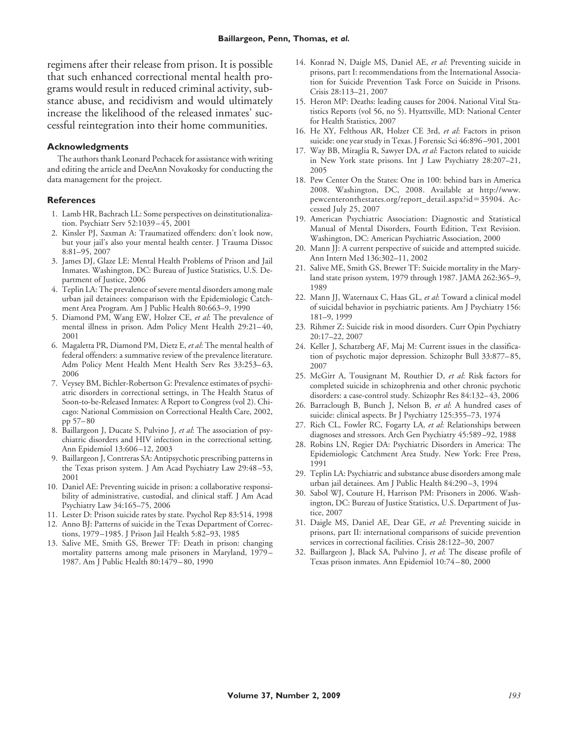regimens after their release from prison. It is possible that such enhanced correctional mental health programs would result in reduced criminal activity, substance abuse, and recidivism and would ultimately increase the likelihood of the released inmates' successful reintegration into their home communities.

### Acknowledgments

The authors thank Leonard Pechacek for assistance with writing and editing the article and DeeAnn Novakosky for conducting the data management for the project.

### References

1. Lamb HR, Bachrach LL: Some perspectives on deinstitutionalization. Psychiatr Serv 52:1039–45, 2001
2. Kinsler PJ, Saxman A: Traumatized offenders: don't look now, but your jail's also your mental health center. J Trauma Dissoc 8:81–95, 2007
3. James DJ, Glaze LE: Mental Health Problems of Prison and Jail Inmates. Washington, DC: Bureau of Justice Statistics, U.S. Department of Justice, 2006
4. Teplin LA: The prevalence of severe mental disorders among male urban jail detainees: comparison with the Epidemiologic Catchment Area Program. Am J Public Health 80:663–9, 1990
5. Diamond PM, Wang EW, Holzer CE, *et al*: The prevalence of mental illness in prison. Adm Policy Ment Health 29:21–40, 2001
6. Magaletta PR, Diamond PM, Dietz E, *et al*: The mental health of federal offenders: a summative review of the prevalence literature. Adm Policy Ment Health Ment Health Serv Res 33:253–63, 2006
7. Veysey BM, Bichler-Robertson G: Prevalence estimates of psychiatric disorders in correctional settings, in The Health Status of Soon-to-be-Released Inmates: A Report to Congress (vol 2). Chicago: National Commission on Correctional Health Care, 2002, pp 57–80
8. Baillargeon J, Ducate S, Pulvino J, *et al*: The association of psychiatric disorders and HIV infection in the correctional setting. Ann Epidemiol 13:606–12, 2003
9. Baillargeon J, Contreras SA: Antipsychotic prescribing patterns in the Texas prison system. J Am Acad Psychiatry Law 29:48–53, 2001
10. Daniel AE: Preventing suicide in prison: a collaborative responsibility of administrative, custodial, and clinical staff. J Am Acad Psychiatry Law 34:165–75, 2006
11. Lester D: Prison suicide rates by state. Psychol Rep 83:514, 1998
12. Anno BJ: Patterns of suicide in the Texas Department of Corrections, 1979–1985. J Prison Jail Health 5:82–93, 1985
13. Salive ME, Smith GS, Brewer TF: Death in prison: changing mortality patterns among male prisoners in Maryland, 1979–1987. Am J Public Health 80:1479–80, 1990
14. Konrad N, Daigle MS, Daniel AE, *et al*: Preventing suicide in prisons, part I: recommendations from the International Association for Suicide Prevention Task Force on Suicide in Prisons. Crisis 28:113–21, 2007
15. Heron MP: Deaths: leading causes for 2004. National Vital Statistics Reports (vol 56, no 5). Hyattsville, MD: National Center for Health Statistics, 2007
16. He XY, Felthous AR, Holzer CE 3rd, *et al*: Factors in prison suicide: one year study in Texas. J Forensic Sci 46:896–901, 2001
17. Way BB, Miraglia R, Sawyer DA, *et al*: Factors related to suicide in New York state prisons. Int J Law Psychiatry 28:207–21, 2005
18. Pew Center On the States: One in 100: behind bars in America 2008. Washington, DC, 2008. Available at http://www.pewcenteronthestates.org/report_detail.aspx?id=35904. Accessed July 25, 2007
19. American Psychiatric Association: Diagnostic and Statistical Manual of Mental Disorders, Fourth Edition, Text Revision. Washington, DC: American Psychiatric Association, 2000
20. Mann JJ: A current perspective of suicide and attempted suicide. Ann Intern Med 136:302–11, 2002
21. Salive ME, Smith GS, Brewer TF: Suicide mortality in the Maryland state prison system, 1979 through 1987. JAMA 262:365–9, 1989
22. Mann JJ, Waternaux C, Haas GL, *et al*: Toward a clinical model of suicidal behavior in psychiatric patients. Am J Psychiatry 156:181–9, 1999
23. Rihmer Z: Suicide risk in mood disorders. Curr Opin Psychiatry 20:17–22, 2007
24. Keller J, Schatzberg AF, Maj M: Current issues in the classification of psychotic major depression. Schizophr Bull 33:877–85, 2007
25. McGirr A, Tousignant M, Routhier D, *et al*: Risk factors for completed suicide in schizophrenia and other chronic psychotic disorders: a case-control study. Schizophr Res 84:132–43, 2006
26. Barraclough B, Bunch J, Nelson B, *et al*: A hundred cases of suicide: clinical aspects. Br J Psychiatry 125:355–73, 1974
27. Rich CL, Fowler RC, Fogarty LA, *et al*: Relationships between diagnoses and stressors. Arch Gen Psychiatry 45:589–92, 1988
28. Robins LN, Regier DA: Psychiatric Disorders in America: The Epidemiologic Catchment Area Study. New York: Free Press, 1991
29. Teplin LA: Psychiatric and substance abuse disorders among male urban jail detainees. Am J Public Health 84:290–3, 1994
30. Sabol WJ, Couture H, Harrison PM: Prisoners in 2006. Washington, DC: Bureau of Justice Statistics, U.S. Department of Justice, 2007
31. Daigle MS, Daniel AE, Dear GE, *et al*: Preventing suicide in prisons, part II: international comparisons of suicide prevention services in correctional facilities. Crisis 28:122–30, 2007
32. Baillargeon J, Black SA, Pulvino J, *et al*: The disease profile of Texas prison inmates. Ann Epidemiol 10:74–80, 2000